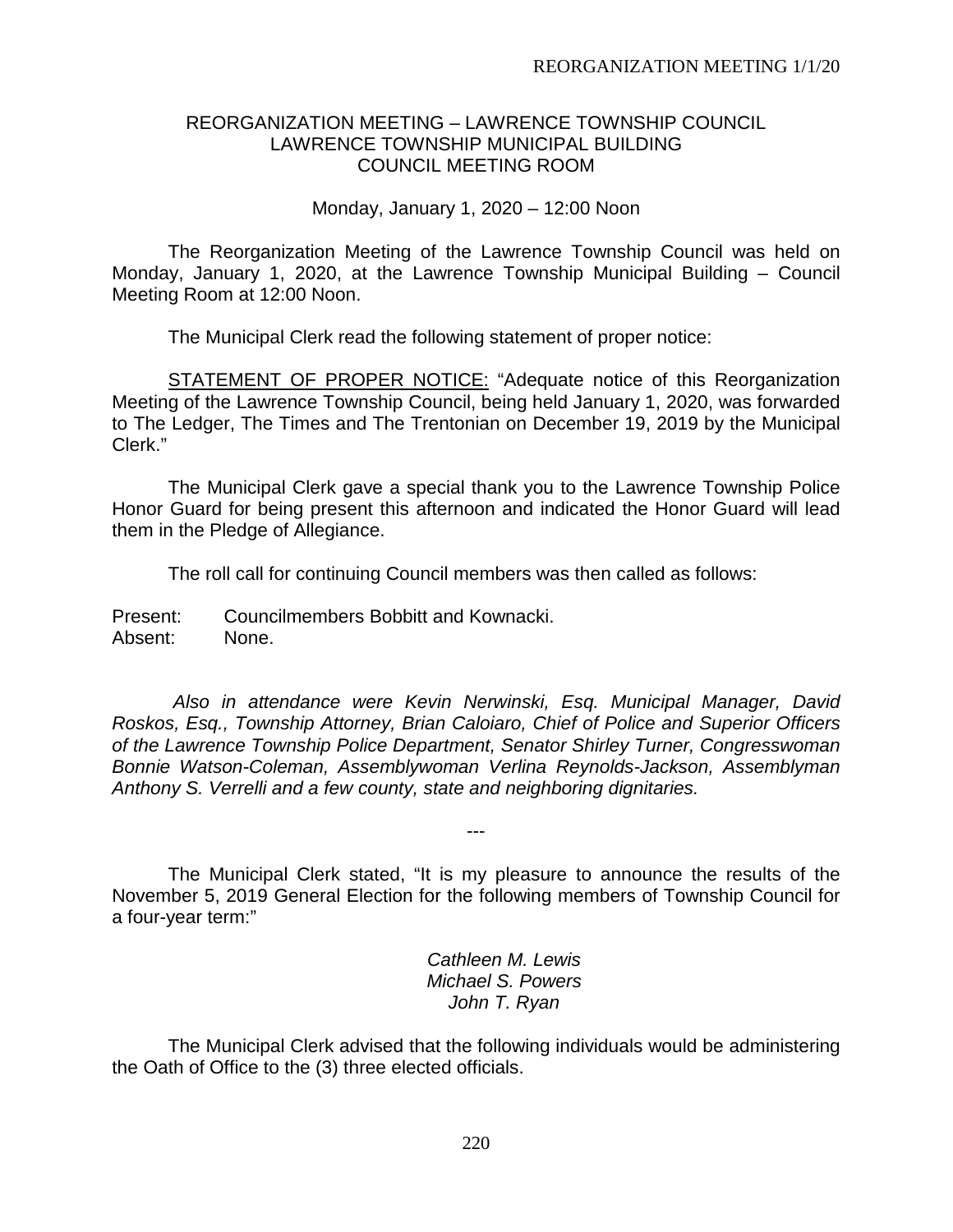REORGANIZATION MEETING – LAWRENCE TOWNSHIP COUNCIL
LAWRENCE TOWNSHIP MUNICIPAL BUILDING
COUNCIL MEETING ROOM

Monday, January 1, 2020 – 12:00 Noon

The Reorganization Meeting of the Lawrence Township Council was held on Monday, January 1, 2020, at the Lawrence Township Municipal Building – Council Meeting Room at 12:00 Noon.

The Municipal Clerk read the following statement of proper notice:

STATEMENT OF PROPER NOTICE: "Adequate notice of this Reorganization Meeting of the Lawrence Township Council, being held January 1, 2020, was forwarded to The Ledger, The Times and The Trentonian on December 19, 2019 by the Municipal Clerk."

The Municipal Clerk gave a special thank you to the Lawrence Township Police Honor Guard for being present this afternoon and indicated the Honor Guard will lead them in the Pledge of Allegiance.

The roll call for continuing Council members was then called as follows:

Present: Councilmembers Bobbitt and Kownacki.
Absent: None.

*Also in attendance were Kevin Nerwinski, Esq. Municipal Manager, David Roskos, Esq., Township Attorney, Brian Caloiaro, Chief of Police and Superior Officers of the Lawrence Township Police Department, Senator Shirley Turner, Congresswoman Bonnie Watson-Coleman, Assemblywoman Verlina Reynolds-Jackson, Assemblyman Anthony S. Verrelli and a few county, state and neighboring dignitaries.*

---

The Municipal Clerk stated, "It is my pleasure to announce the results of the November 5, 2019 General Election for the following members of Township Council for a four-year term:"

*Cathleen M. Lewis*
*Michael S. Powers*
*John T. Ryan*

The Municipal Clerk advised that the following individuals would be administering the Oath of Office to the (3) three elected officials.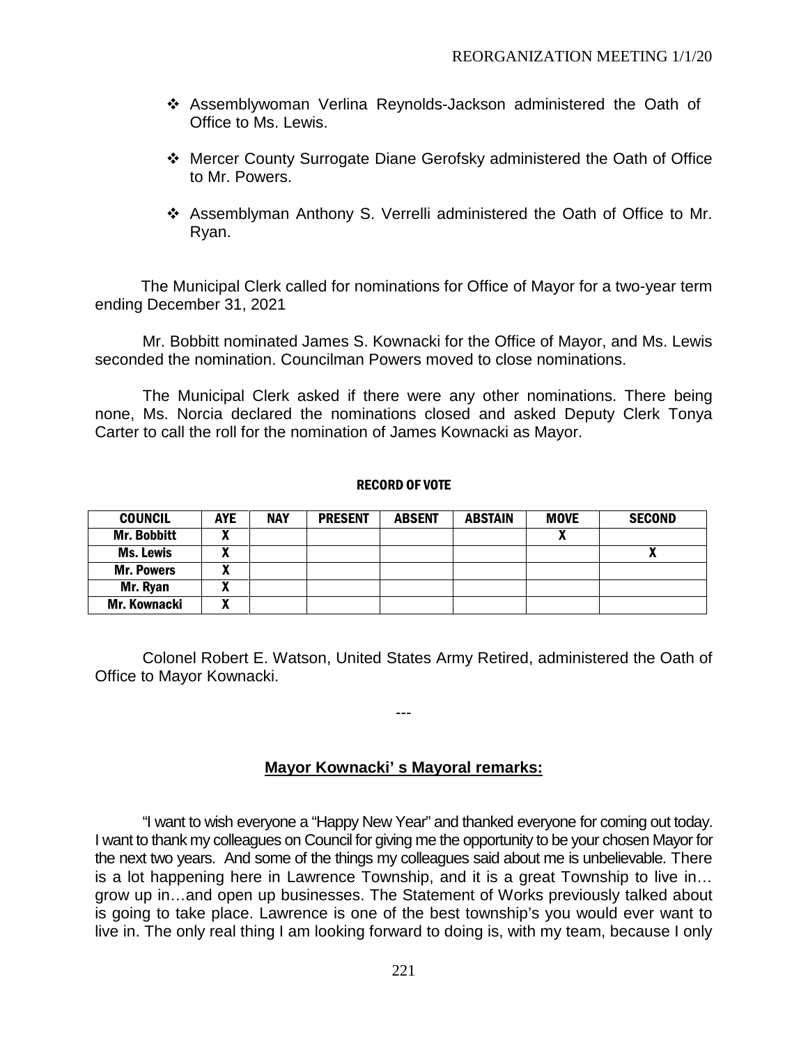- ❖ Assemblywoman Verlina Reynolds-Jackson administered the Oath of Office to Ms. Lewis.
- ❖ Mercer County Surrogate Diane Gerofsky administered the Oath of Office to Mr. Powers.
- ❖ Assemblyman Anthony S. Verrelli administered the Oath of Office to Mr. Ryan.

The Municipal Clerk called for nominations for Office of Mayor for a two-year term ending December 31, 2021

Mr. Bobbitt nominated James S. Kownacki for the Office of Mayor, and Ms. Lewis seconded the nomination. Councilman Powers moved to close nominations.

The Municipal Clerk asked if there were any other nominations. There being none, Ms. Norcia declared the nominations closed and asked Deputy Clerk Tonya Carter to call the roll for the nomination of James Kownacki as Mayor.

**RECORD OF VOTE**

| COUNCIL | AYE | NAY | PRESENT | ABSENT | ABSTAIN | MOVE | SECOND |
|---|---|---|---|---|---|---|---|
| Mr. Bobbitt | X | | | | | X | |
| Ms. Lewis | X | | | | | | X |
| Mr. Powers | X | | | | | | |
| Mr. Ryan | X | | | | | | |
| Mr. Kownacki | X | | | | | | |

Colonel Robert E. Watson, United States Army Retired, administered the Oath of Office to Mayor Kownacki.

---

**Mayor Kownacki' s Mayoral remarks:**

"I want to wish everyone a "Happy New Year" and thanked everyone for coming out today. I want to thank my colleagues on Council for giving me the opportunity to be your chosen Mayor for the next two years. And some of the things my colleagues said about me is unbelievable. There is a lot happening here in Lawrence Township, and it is a great Township to live in… grow up in…and open up businesses. The Statement of Works previously talked about is going to take place. Lawrence is one of the best township's you would ever want to live in. The only real thing I am looking forward to doing is, with my team, because I only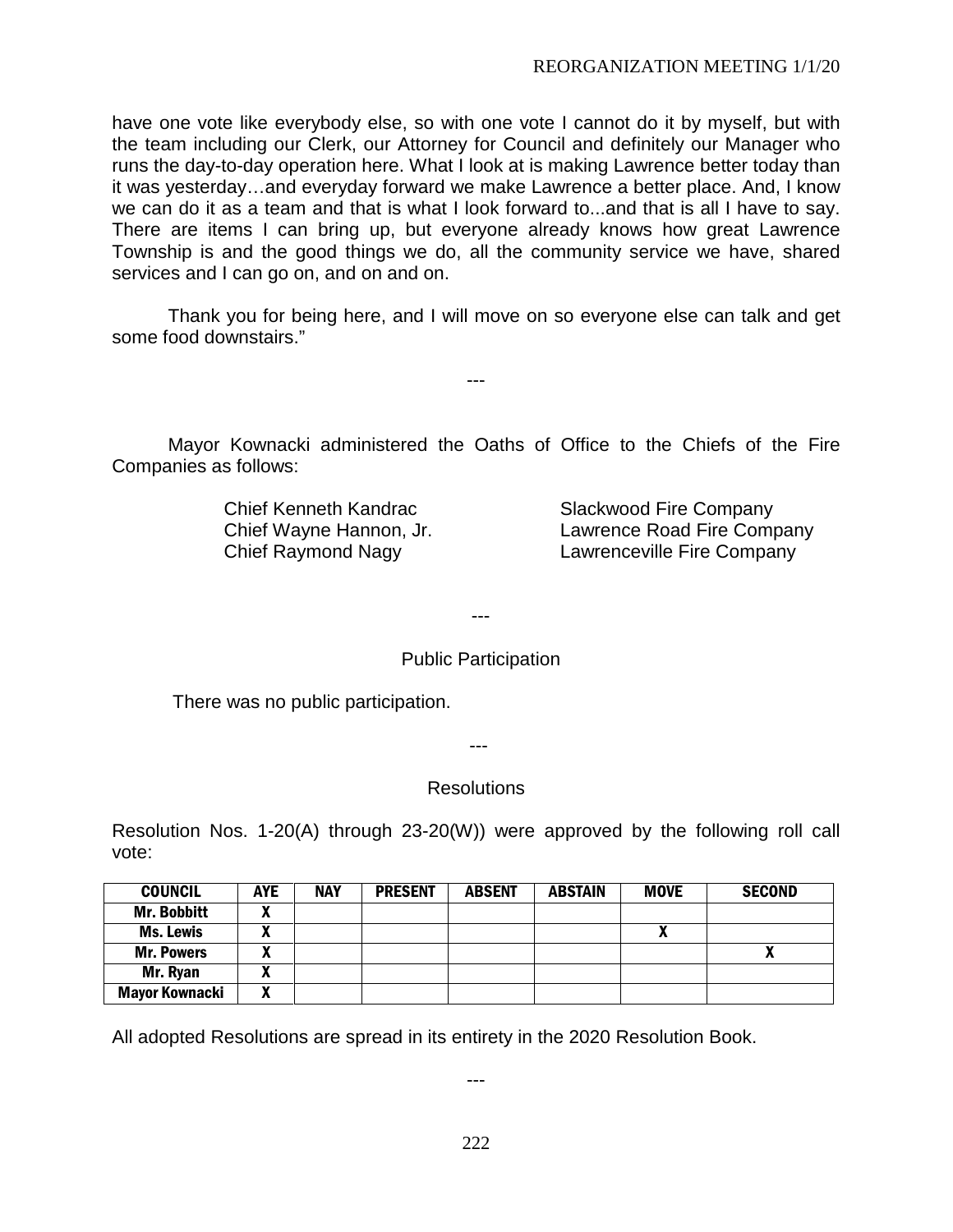have one vote like everybody else, so with one vote I cannot do it by myself, but with the team including our Clerk, our Attorney for Council and definitely our Manager who runs the day-to-day operation here. What I look at is making Lawrence better today than it was yesterday…and everyday forward we make Lawrence a better place. And, I know we can do it as a team and that is what I look forward to...and that is all I have to say. There are items I can bring up, but everyone already knows how great Lawrence Township is and the good things we do, all the community service we have, shared services and I can go on, and on and on.

Thank you for being here, and I will move on so everyone else can talk and get some food downstairs."

---

Mayor Kownacki administered the Oaths of Office to the Chiefs of the Fire Companies as follows:

Chief Kenneth Kandrac — Slackwood Fire Company
Chief Wayne Hannon, Jr. — Lawrence Road Fire Company
Chief Raymond Nagy — Lawrenceville Fire Company

---

Public Participation

There was no public participation.

---

Resolutions

Resolution Nos. 1-20(A) through 23-20(W)) were approved by the following roll call vote:

| COUNCIL | AYE | NAY | PRESENT | ABSENT | ABSTAIN | MOVE | SECOND |
|---|---|---|---|---|---|---|---|
| Mr. Bobbitt | X | | | | | | |
| Ms. Lewis | X | | | | | X | |
| Mr. Powers | X | | | | | | X |
| Mr. Ryan | X | | | | | | |
| Mayor Kownacki | X | | | | | | |

All adopted Resolutions are spread in its entirety in the 2020 Resolution Book.

---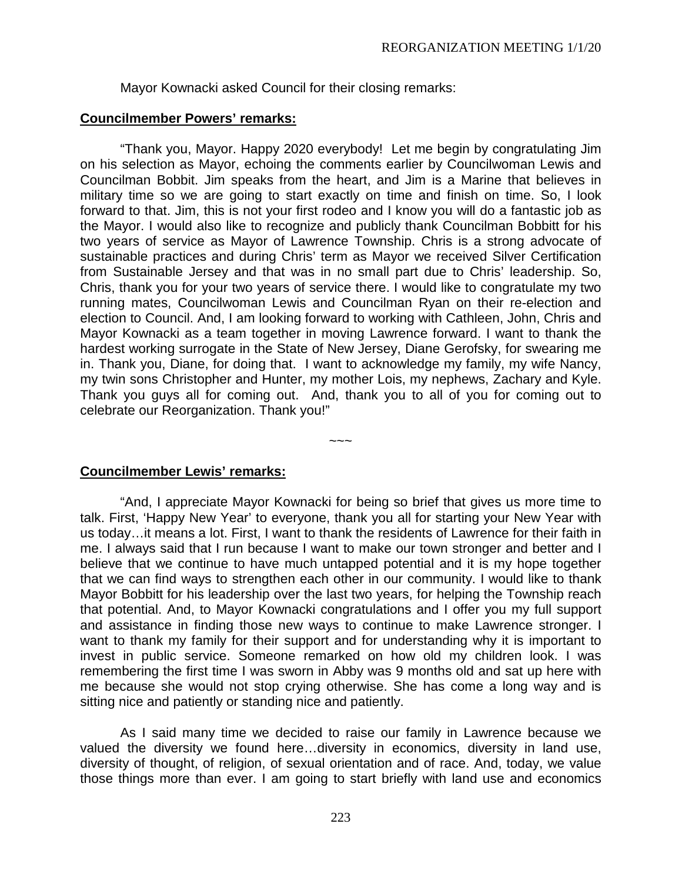Mayor Kownacki asked Council for their closing remarks:

**<u>Councilmember Powers' remarks:</u>**

"Thank you, Mayor. Happy 2020 everybody! Let me begin by congratulating Jim on his selection as Mayor, echoing the comments earlier by Councilwoman Lewis and Councilman Bobbit. Jim speaks from the heart, and Jim is a Marine that believes in military time so we are going to start exactly on time and finish on time. So, I look forward to that. Jim, this is not your first rodeo and I know you will do a fantastic job as the Mayor. I would also like to recognize and publicly thank Councilman Bobbitt for his two years of service as Mayor of Lawrence Township. Chris is a strong advocate of sustainable practices and during Chris' term as Mayor we received Silver Certification from Sustainable Jersey and that was in no small part due to Chris' leadership. So, Chris, thank you for your two years of service there. I would like to congratulate my two running mates, Councilwoman Lewis and Councilman Ryan on their re-election and election to Council. And, I am looking forward to working with Cathleen, John, Chris and Mayor Kownacki as a team together in moving Lawrence forward. I want to thank the hardest working surrogate in the State of New Jersey, Diane Gerofsky, for swearing me in. Thank you, Diane, for doing that. I want to acknowledge my family, my wife Nancy, my twin sons Christopher and Hunter, my mother Lois, my nephews, Zachary and Kyle. Thank you guys all for coming out. And, thank you to all of you for coming out to celebrate our Reorganization. Thank you!"

~~~

**<u>Councilmember Lewis' remarks:</u>**

"And, I appreciate Mayor Kownacki for being so brief that gives us more time to talk. First, 'Happy New Year' to everyone, thank you all for starting your New Year with us today…it means a lot. First, I want to thank the residents of Lawrence for their faith in me. I always said that I run because I want to make our town stronger and better and I believe that we continue to have much untapped potential and it is my hope together that we can find ways to strengthen each other in our community. I would like to thank Mayor Bobbitt for his leadership over the last two years, for helping the Township reach that potential. And, to Mayor Kownacki congratulations and I offer you my full support and assistance in finding those new ways to continue to make Lawrence stronger. I want to thank my family for their support and for understanding why it is important to invest in public service. Someone remarked on how old my children look. I was remembering the first time I was sworn in Abby was 9 months old and sat up here with me because she would not stop crying otherwise. She has come a long way and is sitting nice and patiently or standing nice and patiently.

As I said many time we decided to raise our family in Lawrence because we valued the diversity we found here…diversity in economics, diversity in land use, diversity of thought, of religion, of sexual orientation and of race. And, today, we value those things more than ever. I am going to start briefly with land use and economics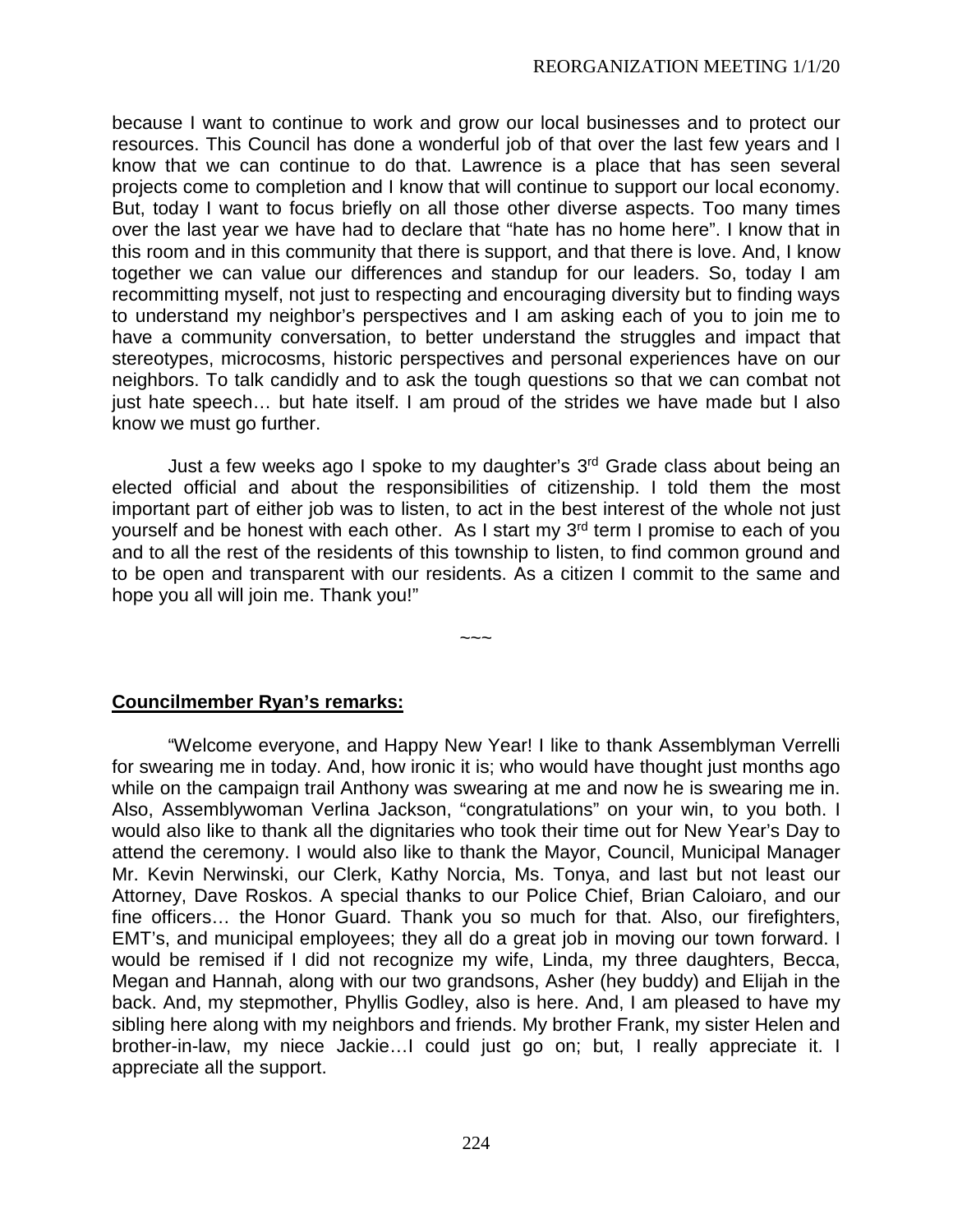because I want to continue to work and grow our local businesses and to protect our resources. This Council has done a wonderful job of that over the last few years and I know that we can continue to do that. Lawrence is a place that has seen several projects come to completion and I know that will continue to support our local economy. But, today I want to focus briefly on all those other diverse aspects. Too many times over the last year we have had to declare that "hate has no home here". I know that in this room and in this community that there is support, and that there is love. And, I know together we can value our differences and standup for our leaders. So, today I am recommitting myself, not just to respecting and encouraging diversity but to finding ways to understand my neighbor's perspectives and I am asking each of you to join me to have a community conversation, to better understand the struggles and impact that stereotypes, microcosms, historic perspectives and personal experiences have on our neighbors. To talk candidly and to ask the tough questions so that we can combat not just hate speech… but hate itself. I am proud of the strides we have made but I also know we must go further.

Just a few weeks ago I spoke to my daughter's 3rd Grade class about being an elected official and about the responsibilities of citizenship. I told them the most important part of either job was to listen, to act in the best interest of the whole not just yourself and be honest with each other. As I start my 3rd term I promise to each of you and to all the rest of the residents of this township to listen, to find common ground and to be open and transparent with our residents. As a citizen I commit to the same and hope you all will join me. Thank you!"

~~~

**Councilmember Ryan's remarks:**

"Welcome everyone, and Happy New Year! I like to thank Assemblyman Verrelli for swearing me in today. And, how ironic it is; who would have thought just months ago while on the campaign trail Anthony was swearing at me and now he is swearing me in. Also, Assemblywoman Verlina Jackson, "congratulations" on your win, to you both. I would also like to thank all the dignitaries who took their time out for New Year's Day to attend the ceremony. I would also like to thank the Mayor, Council, Municipal Manager Mr. Kevin Nerwinski, our Clerk, Kathy Norcia, Ms. Tonya, and last but not least our Attorney, Dave Roskos. A special thanks to our Police Chief, Brian Caloiaro, and our fine officers… the Honor Guard. Thank you so much for that. Also, our firefighters, EMT's, and municipal employees; they all do a great job in moving our town forward. I would be remised if I did not recognize my wife, Linda, my three daughters, Becca, Megan and Hannah, along with our two grandsons, Asher (hey buddy) and Elijah in the back. And, my stepmother, Phyllis Godley, also is here. And, I am pleased to have my sibling here along with my neighbors and friends. My brother Frank, my sister Helen and brother-in-law, my niece Jackie…I could just go on; but, I really appreciate it. I appreciate all the support.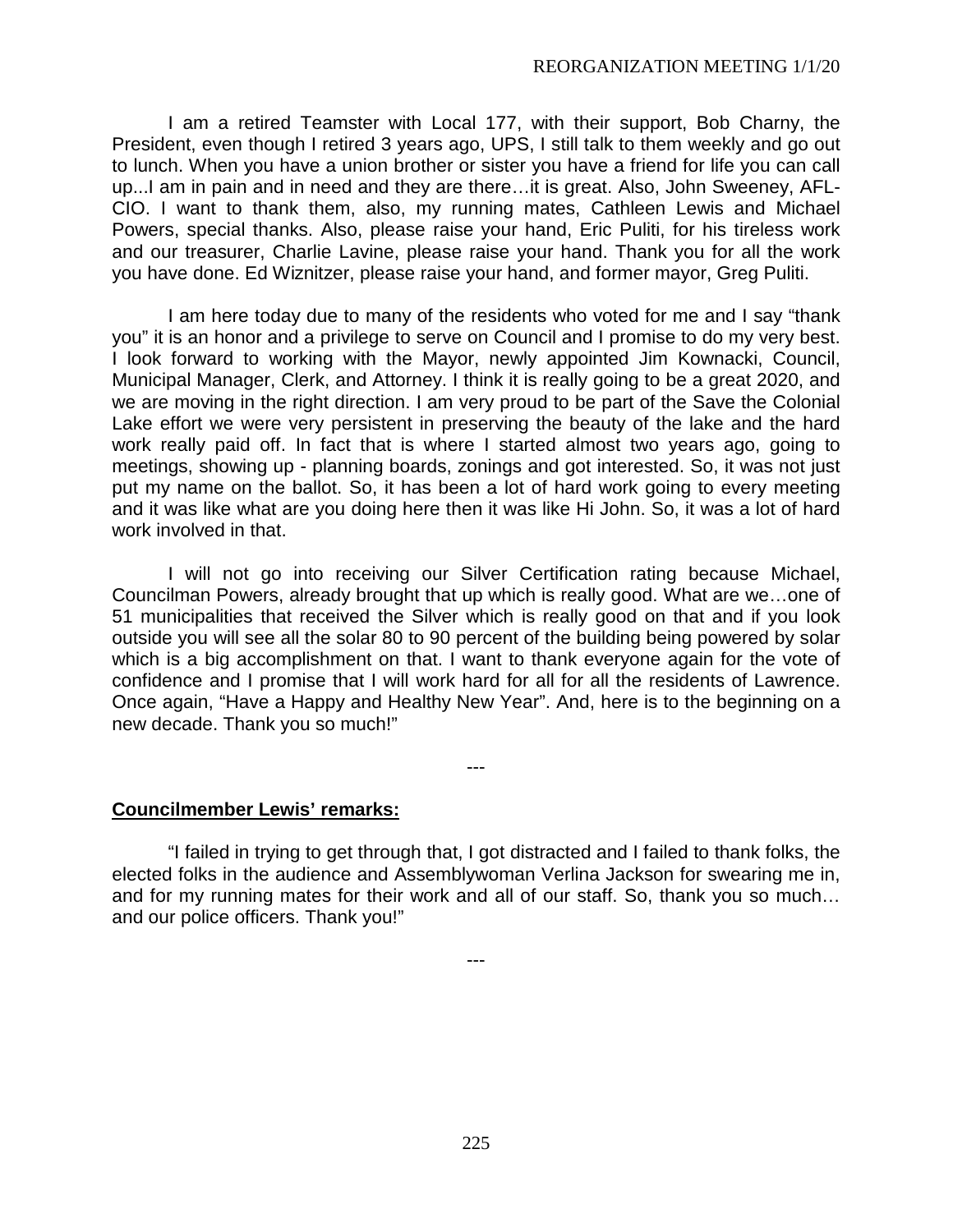I am a retired Teamster with Local 177, with their support, Bob Charny, the President, even though I retired 3 years ago, UPS, I still talk to them weekly and go out to lunch. When you have a union brother or sister you have a friend for life you can call up...I am in pain and in need and they are there…it is great. Also, John Sweeney, AFL-CIO. I want to thank them, also, my running mates, Cathleen Lewis and Michael Powers, special thanks. Also, please raise your hand, Eric Puliti, for his tireless work and our treasurer, Charlie Lavine, please raise your hand. Thank you for all the work you have done. Ed Wiznitzer, please raise your hand, and former mayor, Greg Puliti.

I am here today due to many of the residents who voted for me and I say "thank you" it is an honor and a privilege to serve on Council and I promise to do my very best. I look forward to working with the Mayor, newly appointed Jim Kownacki, Council, Municipal Manager, Clerk, and Attorney. I think it is really going to be a great 2020, and we are moving in the right direction. I am very proud to be part of the Save the Colonial Lake effort we were very persistent in preserving the beauty of the lake and the hard work really paid off. In fact that is where I started almost two years ago, going to meetings, showing up - planning boards, zonings and got interested. So, it was not just put my name on the ballot. So, it has been a lot of hard work going to every meeting and it was like what are you doing here then it was like Hi John. So, it was a lot of hard work involved in that.

I will not go into receiving our Silver Certification rating because Michael, Councilman Powers, already brought that up which is really good. What are we…one of 51 municipalities that received the Silver which is really good on that and if you look outside you will see all the solar 80 to 90 percent of the building being powered by solar which is a big accomplishment on that. I want to thank everyone again for the vote of confidence and I promise that I will work hard for all for all the residents of Lawrence. Once again, "Have a Happy and Healthy New Year". And, here is to the beginning on a new decade. Thank you so much!"

---

**Councilmember Lewis' remarks:**

"I failed in trying to get through that, I got distracted and I failed to thank folks, the elected folks in the audience and Assemblywoman Verlina Jackson for swearing me in, and for my running mates for their work and all of our staff. So, thank you so much… and our police officers. Thank you!"

---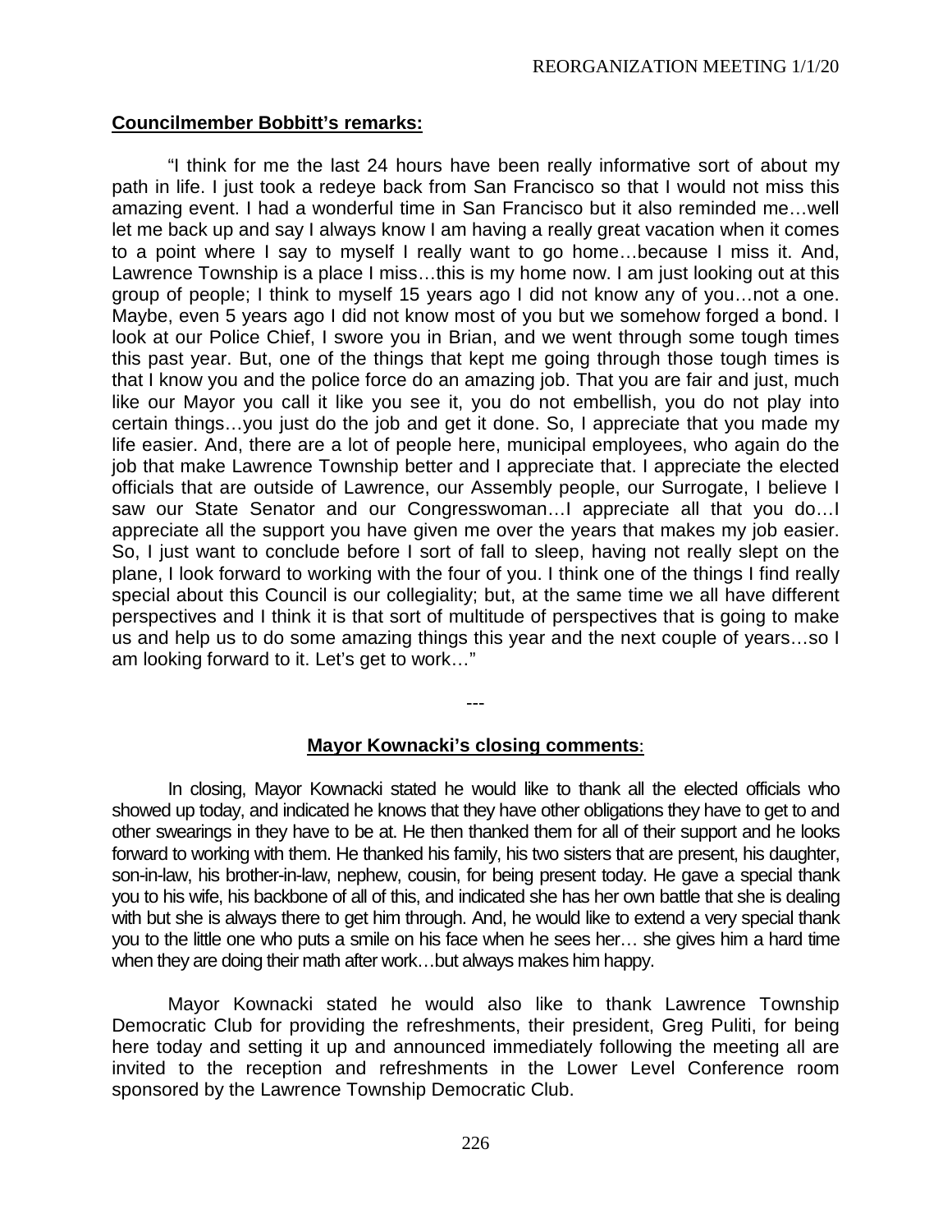**Councilmember Bobbitt's remarks:**

"I think for me the last 24 hours have been really informative sort of about my path in life. I just took a redeye back from San Francisco so that I would not miss this amazing event. I had a wonderful time in San Francisco but it also reminded me…well let me back up and say I always know I am having a really great vacation when it comes to a point where I say to myself I really want to go home…because I miss it. And, Lawrence Township is a place I miss…this is my home now. I am just looking out at this group of people; I think to myself 15 years ago I did not know any of you…not a one. Maybe, even 5 years ago I did not know most of you but we somehow forged a bond. I look at our Police Chief, I swore you in Brian, and we went through some tough times this past year. But, one of the things that kept me going through those tough times is that I know you and the police force do an amazing job. That you are fair and just, much like our Mayor you call it like you see it, you do not embellish, you do not play into certain things…you just do the job and get it done. So, I appreciate that you made my life easier. And, there are a lot of people here, municipal employees, who again do the job that make Lawrence Township better and I appreciate that. I appreciate the elected officials that are outside of Lawrence, our Assembly people, our Surrogate, I believe I saw our State Senator and our Congresswoman…I appreciate all that you do…I appreciate all the support you have given me over the years that makes my job easier. So, I just want to conclude before I sort of fall to sleep, having not really slept on the plane, I look forward to working with the four of you. I think one of the things I find really special about this Council is our collegiality; but, at the same time we all have different perspectives and I think it is that sort of multitude of perspectives that is going to make us and help us to do some amazing things this year and the next couple of years…so I am looking forward to it. Let's get to work…"

---

**Mayor Kownacki's closing comments:**

In closing, Mayor Kownacki stated he would like to thank all the elected officials who showed up today, and indicated he knows that they have other obligations they have to get to and other swearings in they have to be at. He then thanked them for all of their support and he looks forward to working with them. He thanked his family, his two sisters that are present, his daughter, son-in-law, his brother-in-law, nephew, cousin, for being present today. He gave a special thank you to his wife, his backbone of all of this, and indicated she has her own battle that she is dealing with but she is always there to get him through. And, he would like to extend a very special thank you to the little one who puts a smile on his face when he sees her… she gives him a hard time when they are doing their math after work…but always makes him happy.

Mayor Kownacki stated he would also like to thank Lawrence Township Democratic Club for providing the refreshments, their president, Greg Puliti, for being here today and setting it up and announced immediately following the meeting all are invited to the reception and refreshments in the Lower Level Conference room sponsored by the Lawrence Township Democratic Club.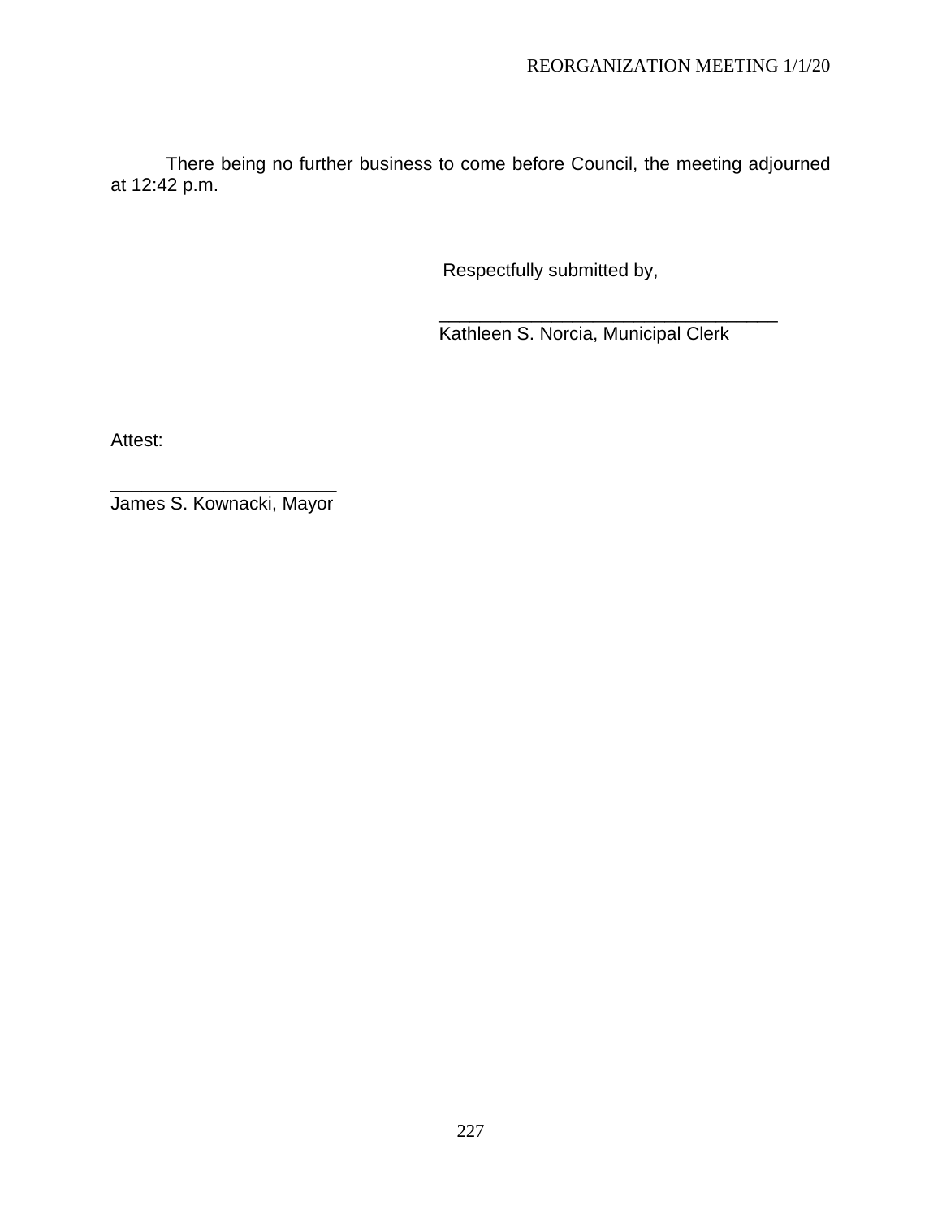There being no further business to come before Council, the meeting adjourned at 12:42 p.m.

Respectfully submitted by,

__________________________________
Kathleen S. Norcia, Municipal Clerk

Attest:

______________________
James S. Kownacki, Mayor